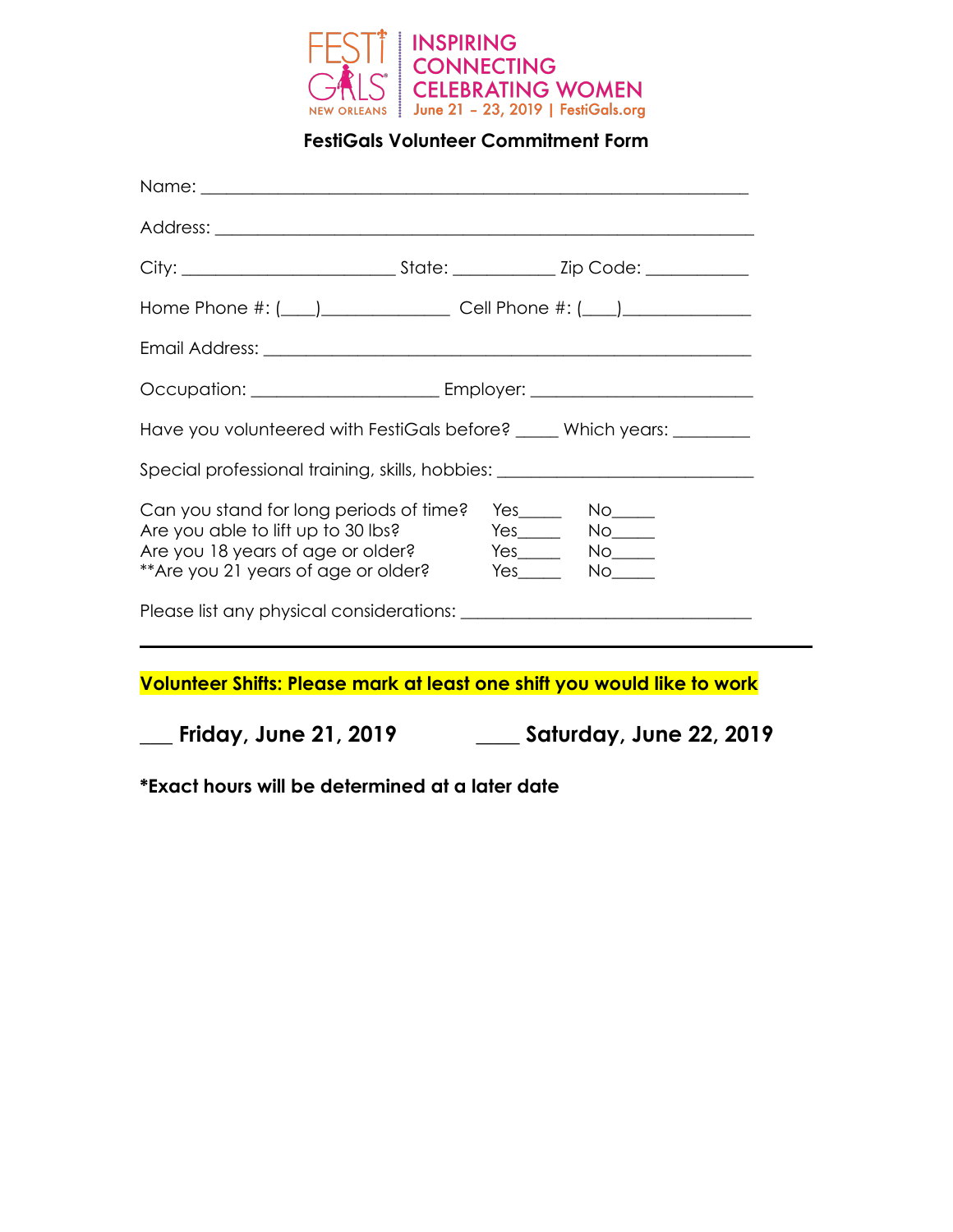FESTI GALS NEW ORLEANS | INSPIRING CONNECTING CELEBRATING WOMEN
June 21 – 23, 2019 | FestiGals.org

## FestiGals Volunteer Commitment Form

Name: ______________________________________________________________

Address: ____________________________________________________________

City: ________________________ State: ___________ Zip Code: ___________

Home Phone #: (___)_____________ Cell Phone #: (___)_____________

Email Address: _______________________________________________________

Occupation: _____________________ Employer: _________________________

Have you volunteered with FestiGals before? _____ Which years: _________

Special professional training, skills, hobbies: ____________________________

Can you stand for long periods of time? Yes_____ No_____
Are you able to lift up to 30 lbs? Yes_____ No_____
Are you 18 years of age or older? Yes_____ No_____
**Are you 21 years of age or older? Yes_____ No_____

Please list any physical considerations: ______________________________

---

**Volunteer Shifts: Please mark at least one shift you would like to work**

**___ Friday, June 21, 2019** **____ Saturday, June 22, 2019**

***Exact hours will be determined at a later date**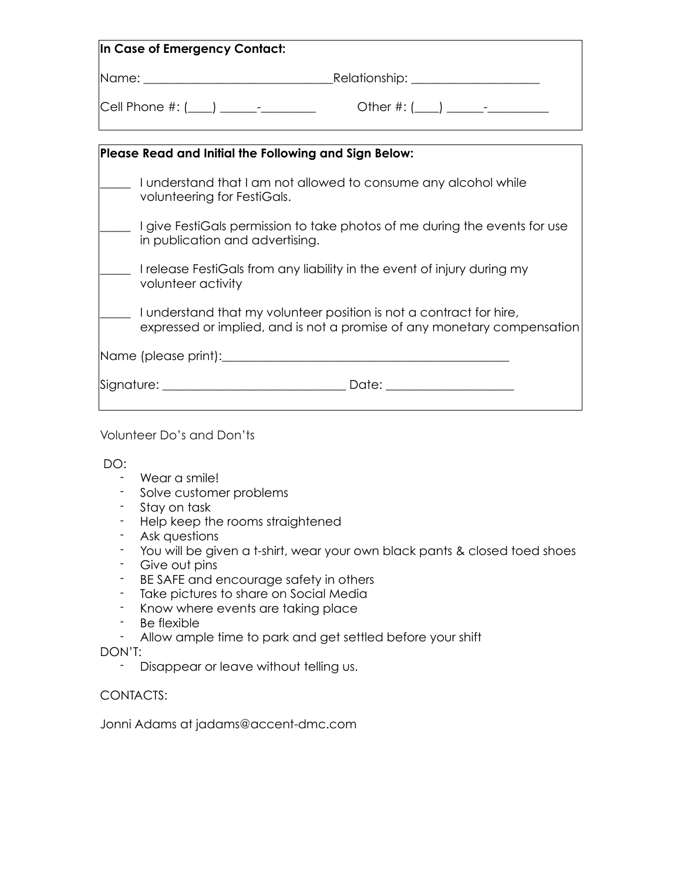**In Case of Emergency Contact:**

Name: ______________________________Relationship: ____________________

Cell Phone #: (____) ______-_________ Other #: (____) ______-__________

**Please Read and Initial the Following and Sign Below:**

_____ I understand that I am not allowed to consume any alcohol while volunteering for FestiGals.

_____ I give FestiGals permission to take photos of me during the events for use in publication and advertising.

_____ I release FestiGals from any liability in the event of injury during my volunteer activity

_____ I understand that my volunteer position is not a contract for hire, expressed or implied, and is not a promise of any monetary compensation

Name (please print):_______________________________________________

Signature: _____________________________ Date: ____________________

Volunteer Do's and Don'ts

DO:

- Wear a smile!
- Solve customer problems
- Stay on task
- Help keep the rooms straightened
- Ask questions
- You will be given a t-shirt, wear your own black pants & closed toed shoes
- Give out pins
- BE SAFE and encourage safety in others
- Take pictures to share on Social Media
- Know where events are taking place
- Be flexible
- Allow ample time to park and get settled before your shift

DON'T:

- Disappear or leave without telling us.

CONTACTS:

Jonni Adams at jadams@accent-dmc.com